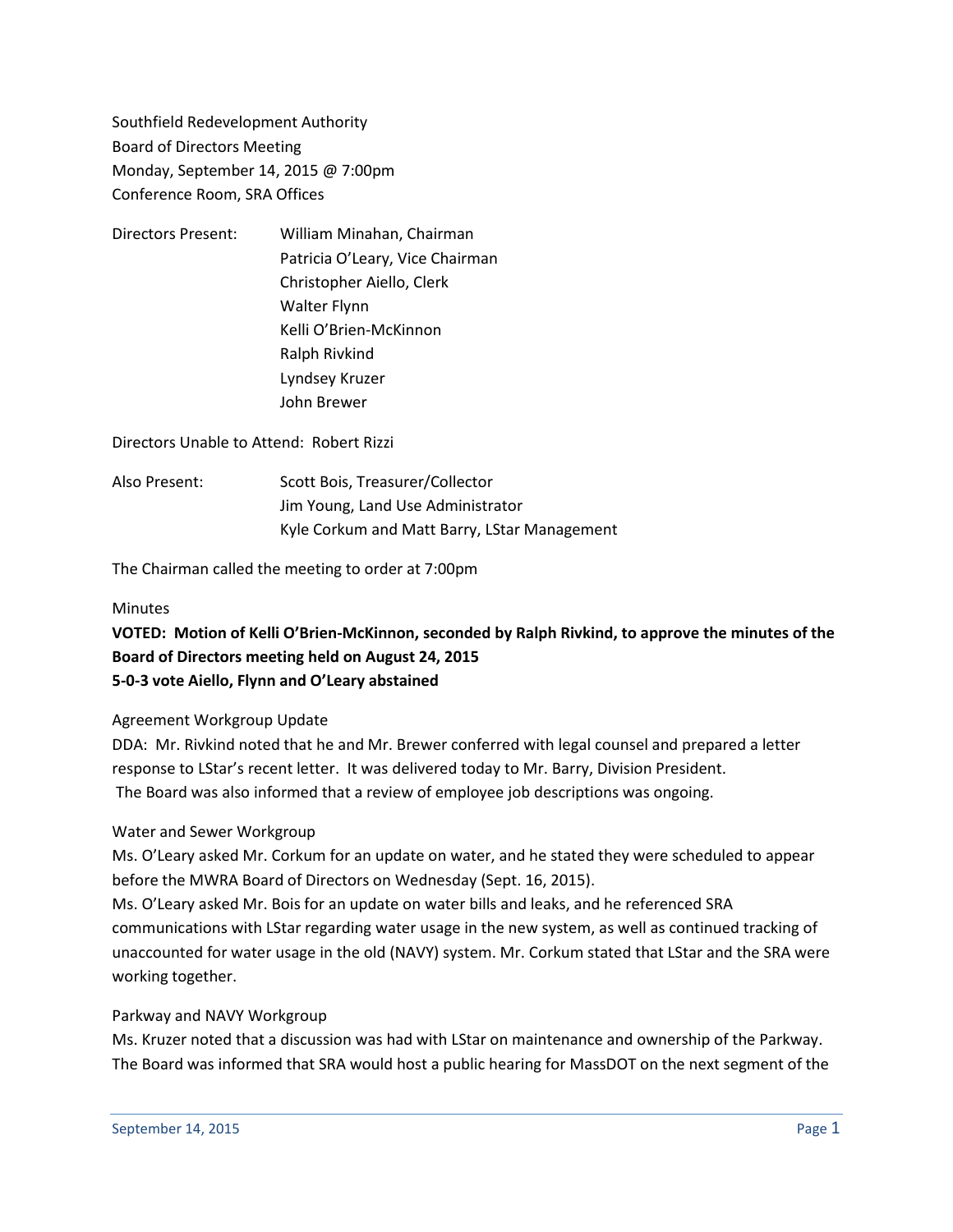Southfield Redevelopment Authority
Board of Directors Meeting
Monday, September 14, 2015 @ 7:00pm
Conference Room, SRA Offices

| Directors Present: | William Minahan, Chairman |
|---|---|
| | Patricia O'Leary, Vice Chairman |
| | Christopher Aiello, Clerk |
| | Walter Flynn |
| | Kelli O'Brien-McKinnon |
| | Ralph Rivkind |
| | Lyndsey Kruzer |
| | John Brewer |

Directors Unable to Attend: Robert Rizzi

| Also Present: | Scott Bois, Treasurer/Collector |
|---|---|
| | Jim Young, Land Use Administrator |
| | Kyle Corkum and Matt Barry, LStar Management |

The Chairman called the meeting to order at 7:00pm

Minutes

**VOTED: Motion of Kelli O'Brien-McKinnon, seconded by Ralph Rivkind, to approve the minutes of the Board of Directors meeting held on August 24, 2015**
**5-0-3 vote Aiello, Flynn and O'Leary abstained**

Agreement Workgroup Update

DDA: Mr. Rivkind noted that he and Mr. Brewer conferred with legal counsel and prepared a letter response to LStar's recent letter. It was delivered today to Mr. Barry, Division President. The Board was also informed that a review of employee job descriptions was ongoing.

Water and Sewer Workgroup

Ms. O'Leary asked Mr. Corkum for an update on water, and he stated they were scheduled to appear before the MWRA Board of Directors on Wednesday (Sept. 16, 2015).

Ms. O'Leary asked Mr. Bois for an update on water bills and leaks, and he referenced SRA communications with LStar regarding water usage in the new system, as well as continued tracking of unaccounted for water usage in the old (NAVY) system. Mr. Corkum stated that LStar and the SRA were working together.

Parkway and NAVY Workgroup

Ms. Kruzer noted that a discussion was had with LStar on maintenance and ownership of the Parkway. The Board was informed that SRA would host a public hearing for MassDOT on the next segment of the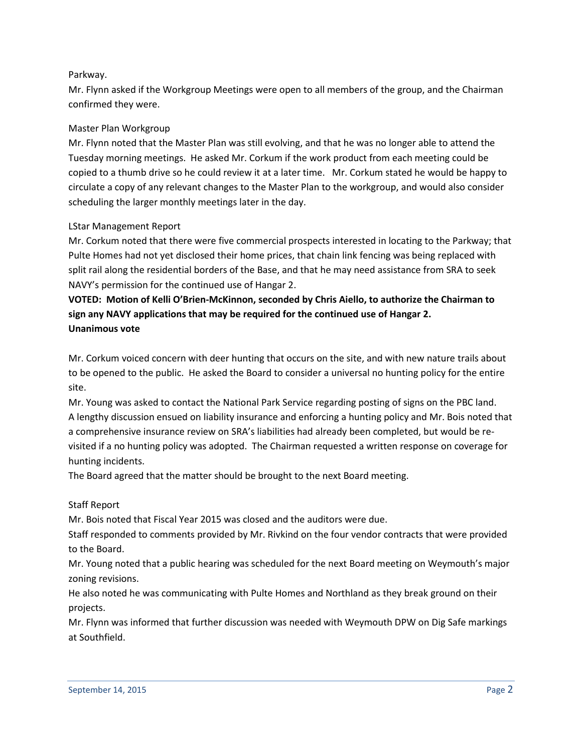Parkway.

Mr. Flynn asked if the Workgroup Meetings were open to all members of the group, and the Chairman confirmed they were.

Master Plan Workgroup

Mr. Flynn noted that the Master Plan was still evolving, and that he was no longer able to attend the Tuesday morning meetings. He asked Mr. Corkum if the work product from each meeting could be copied to a thumb drive so he could review it at a later time. Mr. Corkum stated he would be happy to circulate a copy of any relevant changes to the Master Plan to the workgroup, and would also consider scheduling the larger monthly meetings later in the day.

LStar Management Report

Mr. Corkum noted that there were five commercial prospects interested in locating to the Parkway; that Pulte Homes had not yet disclosed their home prices, that chain link fencing was being replaced with split rail along the residential borders of the Base, and that he may need assistance from SRA to seek NAVY's permission for the continued use of Hangar 2.

**VOTED: Motion of Kelli O'Brien-McKinnon, seconded by Chris Aiello, to authorize the Chairman to sign any NAVY applications that may be required for the continued use of Hangar 2.**
**Unanimous vote**

Mr. Corkum voiced concern with deer hunting that occurs on the site, and with new nature trails about to be opened to the public. He asked the Board to consider a universal no hunting policy for the entire site.

Mr. Young was asked to contact the National Park Service regarding posting of signs on the PBC land.

A lengthy discussion ensued on liability insurance and enforcing a hunting policy and Mr. Bois noted that a comprehensive insurance review on SRA's liabilities had already been completed, but would be re-visited if a no hunting policy was adopted. The Chairman requested a written response on coverage for hunting incidents.

The Board agreed that the matter should be brought to the next Board meeting.

Staff Report

Mr. Bois noted that Fiscal Year 2015 was closed and the auditors were due.

Staff responded to comments provided by Mr. Rivkind on the four vendor contracts that were provided to the Board.

Mr. Young noted that a public hearing was scheduled for the next Board meeting on Weymouth's major zoning revisions.

He also noted he was communicating with Pulte Homes and Northland as they break ground on their projects.

Mr. Flynn was informed that further discussion was needed with Weymouth DPW on Dig Safe markings at Southfield.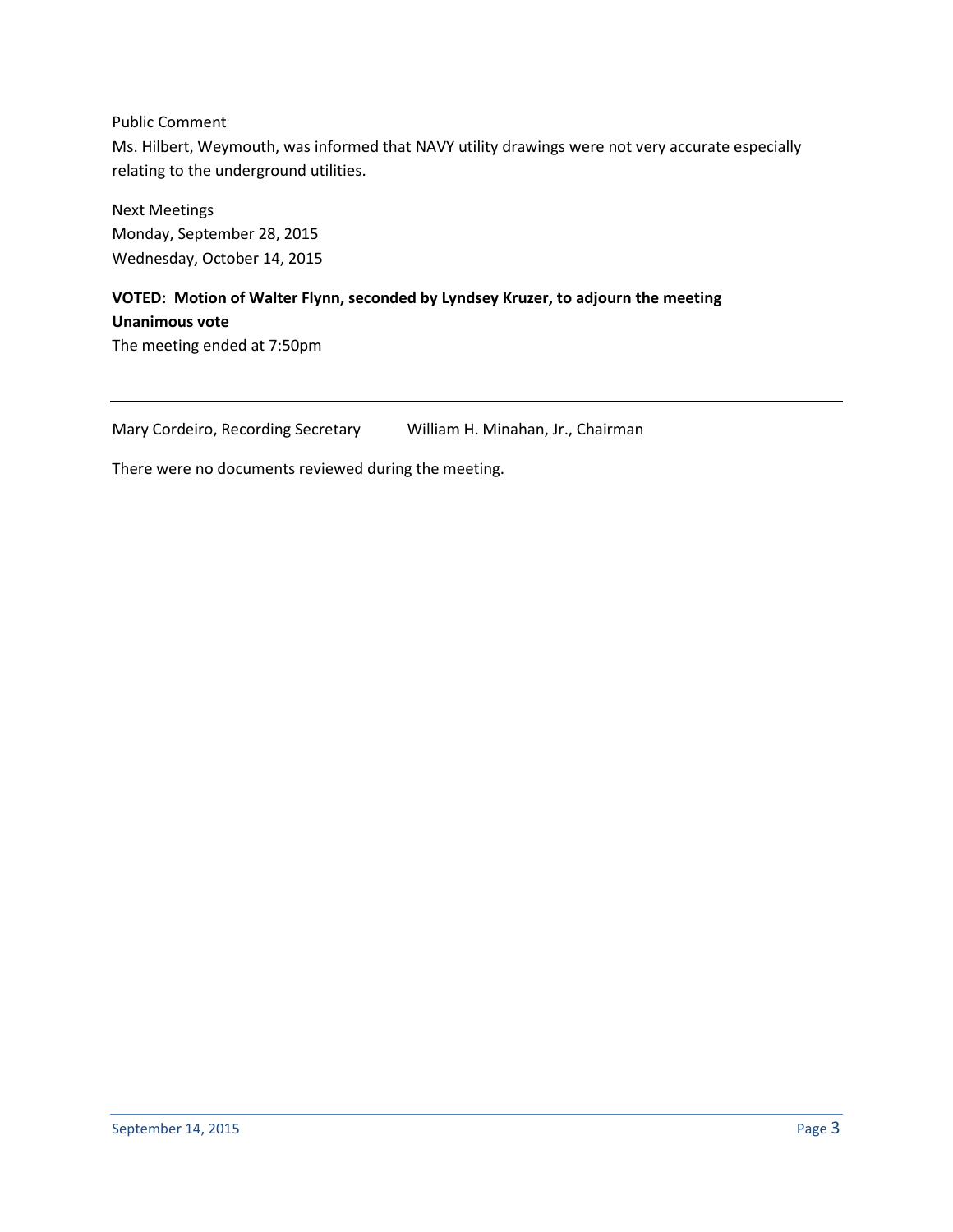Public Comment

Ms. Hilbert, Weymouth, was informed that NAVY utility drawings were not very accurate especially relating to the underground utilities.

Next Meetings

Monday, September 28, 2015

Wednesday, October 14, 2015

**VOTED: Motion of Walter Flynn, seconded by Lyndsey Kruzer, to adjourn the meeting**

**Unanimous vote**

The meeting ended at 7:50pm

---

Mary Cordeiro, Recording Secretary William H. Minahan, Jr., Chairman

There were no documents reviewed during the meeting.